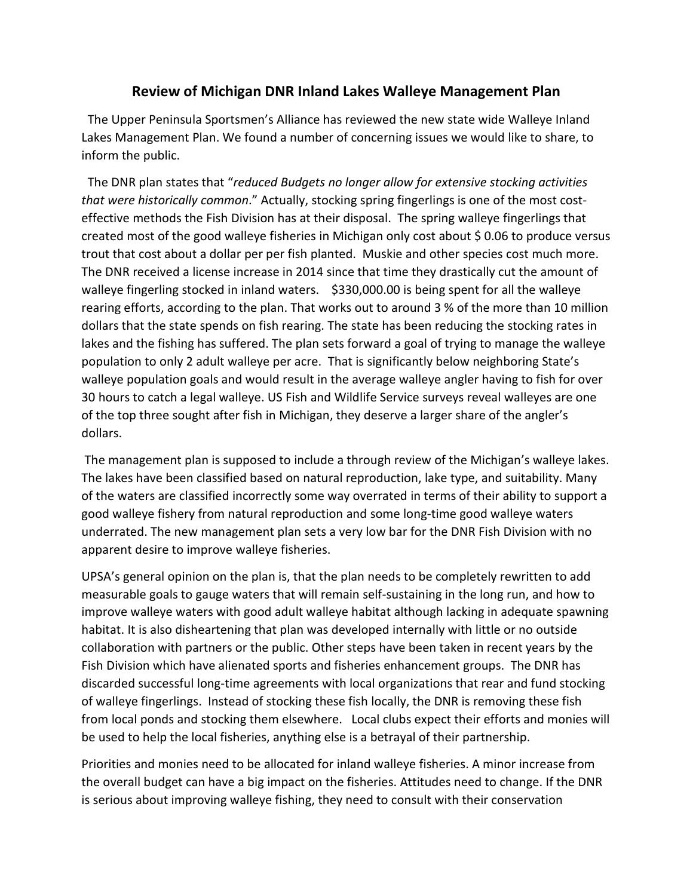# Review of Michigan DNR Inland Lakes Walleye Management Plan

The Upper Peninsula Sportsmen's Alliance has reviewed the new state wide Walleye Inland Lakes Management Plan. We found a number of concerning issues we would like to share, to inform the public.

The DNR plan states that "*reduced Budgets no longer allow for extensive stocking activities that were historically common*." Actually, stocking spring fingerlings is one of the most cost-effective methods the Fish Division has at their disposal. The spring walleye fingerlings that created most of the good walleye fisheries in Michigan only cost about $ 0.06 to produce versus trout that cost about a dollar per per fish planted. Muskie and other species cost much more. The DNR received a license increase in 2014 since that time they drastically cut the amount of walleye fingerling stocked in inland waters. $330,000.00 is being spent for all the walleye rearing efforts, according to the plan. That works out to around 3 % of the more than 10 million dollars that the state spends on fish rearing. The state has been reducing the stocking rates in lakes and the fishing has suffered. The plan sets forward a goal of trying to manage the walleye population to only 2 adult walleye per acre. That is significantly below neighboring State's walleye population goals and would result in the average walleye angler having to fish for over 30 hours to catch a legal walleye. US Fish and Wildlife Service surveys reveal walleyes are one of the top three sought after fish in Michigan, they deserve a larger share of the angler's dollars.

The management plan is supposed to include a through review of the Michigan's walleye lakes. The lakes have been classified based on natural reproduction, lake type, and suitability. Many of the waters are classified incorrectly some way overrated in terms of their ability to support a good walleye fishery from natural reproduction and some long-time good walleye waters underrated. The new management plan sets a very low bar for the DNR Fish Division with no apparent desire to improve walleye fisheries.

UPSA's general opinion on the plan is, that the plan needs to be completely rewritten to add measurable goals to gauge waters that will remain self-sustaining in the long run, and how to improve walleye waters with good adult walleye habitat although lacking in adequate spawning habitat. It is also disheartening that plan was developed internally with little or no outside collaboration with partners or the public. Other steps have been taken in recent years by the Fish Division which have alienated sports and fisheries enhancement groups. The DNR has discarded successful long-time agreements with local organizations that rear and fund stocking of walleye fingerlings. Instead of stocking these fish locally, the DNR is removing these fish from local ponds and stocking them elsewhere. Local clubs expect their efforts and monies will be used to help the local fisheries, anything else is a betrayal of their partnership.

Priorities and monies need to be allocated for inland walleye fisheries. A minor increase from the overall budget can have a big impact on the fisheries. Attitudes need to change. If the DNR is serious about improving walleye fishing, they need to consult with their conservation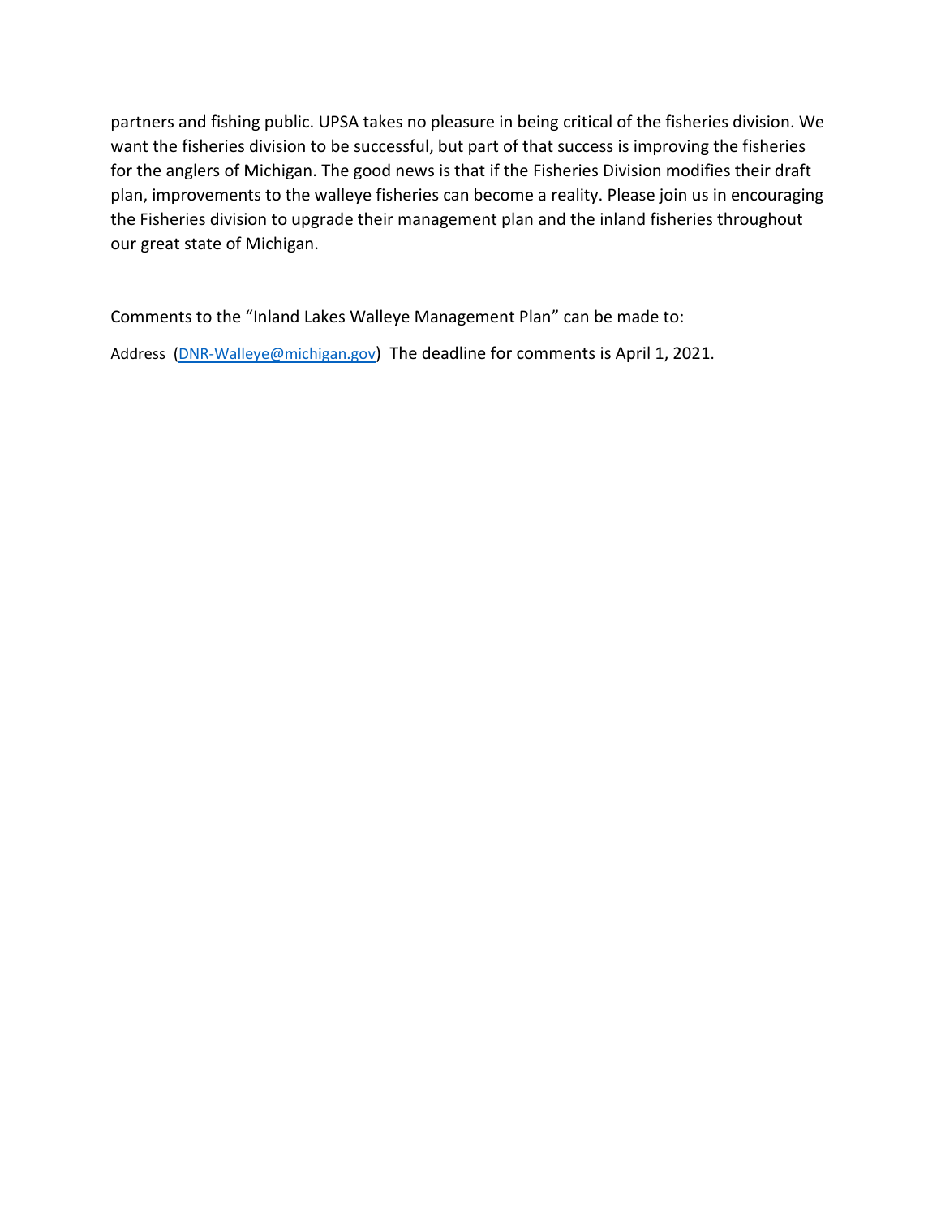partners and fishing public. UPSA takes no pleasure in being critical of the fisheries division. We want the fisheries division to be successful, but part of that success is improving the fisheries for the anglers of Michigan. The good news is that if the Fisheries Division modifies their draft plan, improvements to the walleye fisheries can become a reality. Please join us in encouraging the Fisheries division to upgrade their management plan and the inland fisheries throughout our great state of Michigan.

Comments to the "Inland Lakes Walleye Management Plan" can be made to:

Address (DNR-Walleye@michigan.gov) The deadline for comments is April 1, 2021.